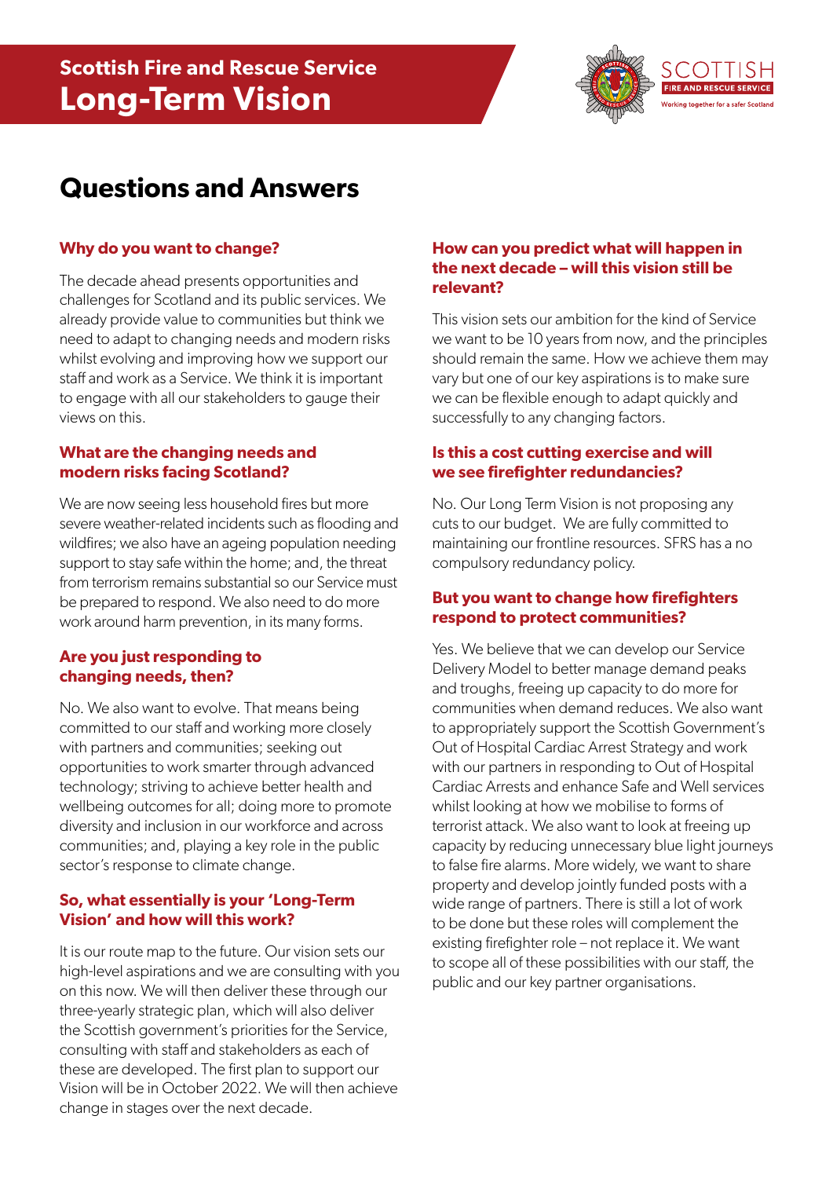# Scottish Fire and Rescue Service
# Long-Term Vision

SCOTTISH FIRE AND RESCUE SERVICE
Working together for a safer Scotland

## Questions and Answers

### Why do you want to change?

The decade ahead presents opportunities and challenges for Scotland and its public services. We already provide value to communities but think we need to adapt to changing needs and modern risks whilst evolving and improving how we support our staff and work as a Service. We think it is important to engage with all our stakeholders to gauge their views on this.

### What are the changing needs and modern risks facing Scotland?

We are now seeing less household fires but more severe weather-related incidents such as flooding and wildfires; we also have an ageing population needing support to stay safe within the home; and, the threat from terrorism remains substantial so our Service must be prepared to respond. We also need to do more work around harm prevention, in its many forms.

### Are you just responding to changing needs, then?

No. We also want to evolve. That means being committed to our staff and working more closely with partners and communities; seeking out opportunities to work smarter through advanced technology; striving to achieve better health and wellbeing outcomes for all; doing more to promote diversity and inclusion in our workforce and across communities; and, playing a key role in the public sector's response to climate change.

### So, what essentially is your 'Long-Term Vision' and how will this work?

It is our route map to the future. Our vision sets our high-level aspirations and we are consulting with you on this now. We will then deliver these through our three-yearly strategic plan, which will also deliver the Scottish government's priorities for the Service, consulting with staff and stakeholders as each of these are developed. The first plan to support our Vision will be in October 2022. We will then achieve change in stages over the next decade.

### How can you predict what will happen in the next decade – will this vision still be relevant?

This vision sets our ambition for the kind of Service we want to be 10 years from now, and the principles should remain the same. How we achieve them may vary but one of our key aspirations is to make sure we can be flexible enough to adapt quickly and successfully to any changing factors.

### Is this a cost cutting exercise and will we see firefighter redundancies?

No. Our Long Term Vision is not proposing any cuts to our budget. We are fully committed to maintaining our frontline resources. SFRS has a no compulsory redundancy policy.

### But you want to change how firefighters respond to protect communities?

Yes. We believe that we can develop our Service Delivery Model to better manage demand peaks and troughs, freeing up capacity to do more for communities when demand reduces. We also want to appropriately support the Scottish Government's Out of Hospital Cardiac Arrest Strategy and work with our partners in responding to Out of Hospital Cardiac Arrests and enhance Safe and Well services whilst looking at how we mobilise to forms of terrorist attack. We also want to look at freeing up capacity by reducing unnecessary blue light journeys to false fire alarms. More widely, we want to share property and develop jointly funded posts with a wide range of partners. There is still a lot of work to be done but these roles will complement the existing firefighter role – not replace it. We want to scope all of these possibilities with our staff, the public and our key partner organisations.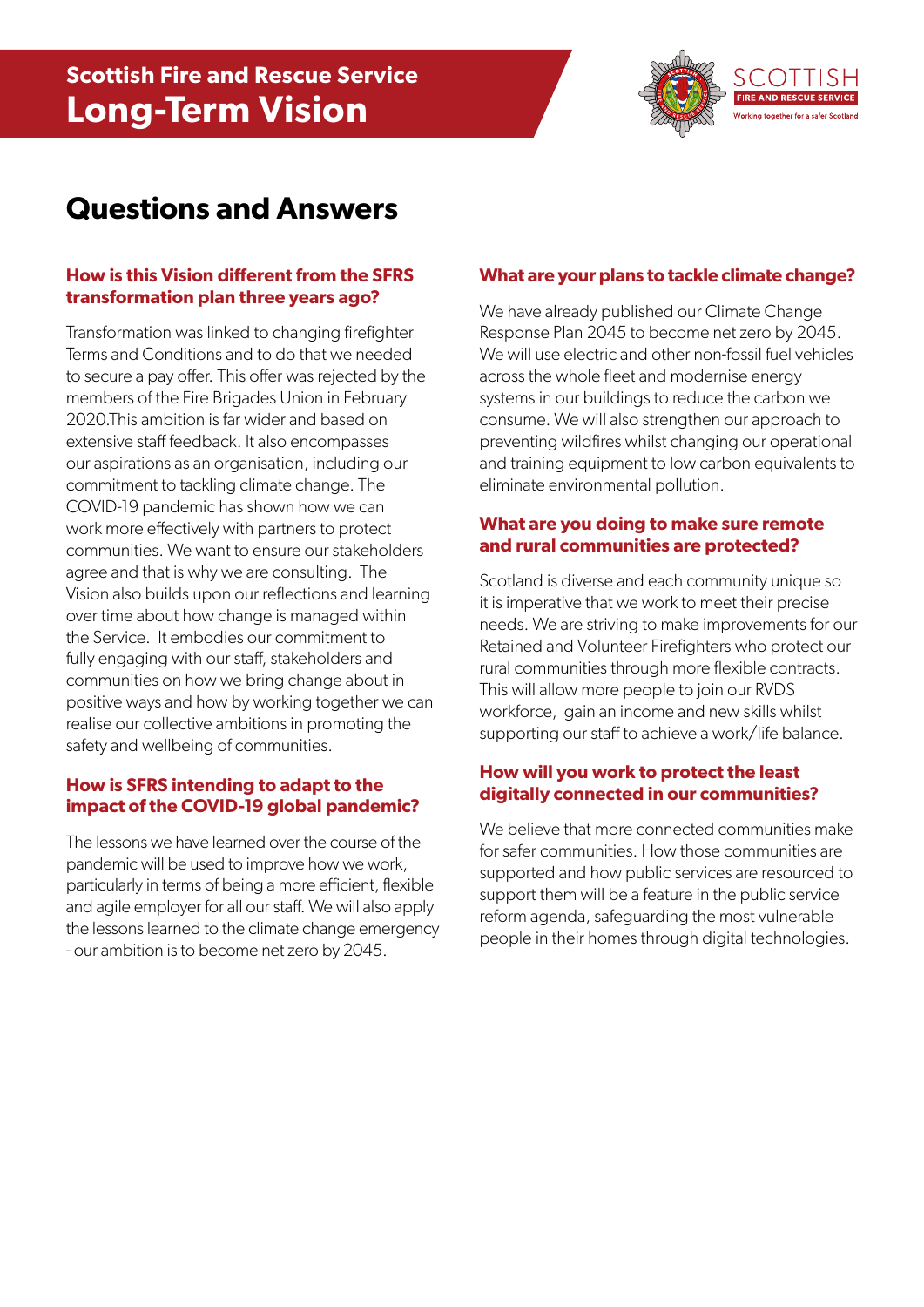# Scottish Fire and Rescue Service
# Long-Term Vision

## Questions and Answers

### How is this Vision different from the SFRS transformation plan three years ago?

Transformation was linked to changing firefighter Terms and Conditions and to do that we needed to secure a pay offer. This offer was rejected by the members of the Fire Brigades Union in February 2020.This ambition is far wider and based on extensive staff feedback. It also encompasses our aspirations as an organisation, including our commitment to tackling climate change. The COVID-19 pandemic has shown how we can work more effectively with partners to protect communities. We want to ensure our stakeholders agree and that is why we are consulting. The Vision also builds upon our reflections and learning over time about how change is managed within the Service. It embodies our commitment to fully engaging with our staff, stakeholders and communities on how we bring change about in positive ways and how by working together we can realise our collective ambitions in promoting the safety and wellbeing of communities.

### How is SFRS intending to adapt to the impact of the COVID-19 global pandemic?

The lessons we have learned over the course of the pandemic will be used to improve how we work, particularly in terms of being a more efficient, flexible and agile employer for all our staff. We will also apply the lessons learned to the climate change emergency - our ambition is to become net zero by 2045.

### What are your plans to tackle climate change?

We have already published our Climate Change Response Plan 2045 to become net zero by 2045. We will use electric and other non-fossil fuel vehicles across the whole fleet and modernise energy systems in our buildings to reduce the carbon we consume. We will also strengthen our approach to preventing wildfires whilst changing our operational and training equipment to low carbon equivalents to eliminate environmental pollution.

### What are you doing to make sure remote and rural communities are protected?

Scotland is diverse and each community unique so it is imperative that we work to meet their precise needs. We are striving to make improvements for our Retained and Volunteer Firefighters who protect our rural communities through more flexible contracts. This will allow more people to join our RVDS workforce, gain an income and new skills whilst supporting our staff to achieve a work/life balance.

### How will you work to protect the least digitally connected in our communities?

We believe that more connected communities make for safer communities. How those communities are supported and how public services are resourced to support them will be a feature in the public service reform agenda, safeguarding the most vulnerable people in their homes through digital technologies.